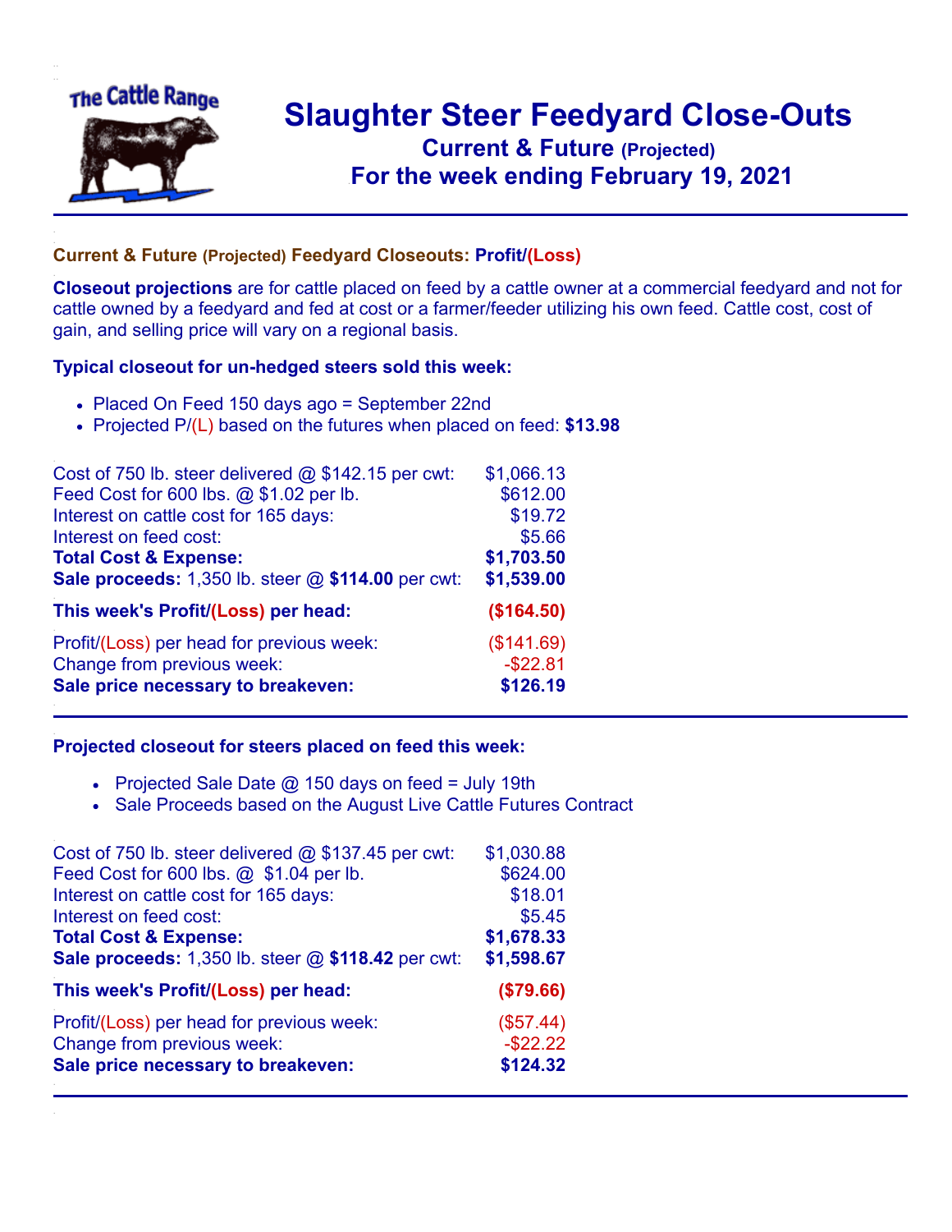The Cattle Range

# Slaughter Steer Feedyard Close-Outs

## Current & Future (Projected)

## For the week ending February 19, 2021

### Current & Future (Projected) Feedyard Closeouts: Profit/(Loss)

**Closeout projections** are for cattle placed on feed by a cattle owner at a commercial feedyard and not for cattle owned by a feedyard and fed at cost or a farmer/feeder utilizing his own feed. Cattle cost, cost of gain, and selling price will vary on a regional basis.

### Typical closeout for un-hedged steers sold this week:

- Placed On Feed 150 days ago = September 22nd
- Projected P/(L) based on the futures when placed on feed: **$13.98**

| | |
|---|---|
| Cost of 750 lb. steer delivered @ $142.15 per cwt: | $1,066.13 |
| Feed Cost for 600 lbs. @ $1.02 per lb. | $612.00 |
| Interest on cattle cost for 165 days: | $19.72 |
| Interest on feed cost: | $5.66 |
| **Total Cost & Expense:** | **$1,703.50** |
| **Sale proceeds:** 1,350 lb. steer @ **$114.00** per cwt: | **$1,539.00** |
| **This week's Profit/(Loss) per head:** | **($164.50)** |
| Profit/(Loss) per head for previous week: | ($141.69) |
| Change from previous week: | -$22.81 |
| **Sale price necessary to breakeven:** | **$126.19** |

### Projected closeout for steers placed on feed this week:

- Projected Sale Date @ 150 days on feed = July 19th
- Sale Proceeds based on the August Live Cattle Futures Contract

| | |
|---|---|
| Cost of 750 lb. steer delivered @ $137.45 per cwt: | $1,030.88 |
| Feed Cost for 600 lbs. @ $1.04 per lb. | $624.00 |
| Interest on cattle cost for 165 days: | $18.01 |
| Interest on feed cost: | $5.45 |
| **Total Cost & Expense:** | **$1,678.33** |
| **Sale proceeds:** 1,350 lb. steer @ **$118.42** per cwt: | **$1,598.67** |
| **This week's Profit/(Loss) per head:** | **($79.66)** |
| Profit/(Loss) per head for previous week: | ($57.44) |
| Change from previous week: | -$22.22 |
| **Sale price necessary to breakeven:** | **$124.32** |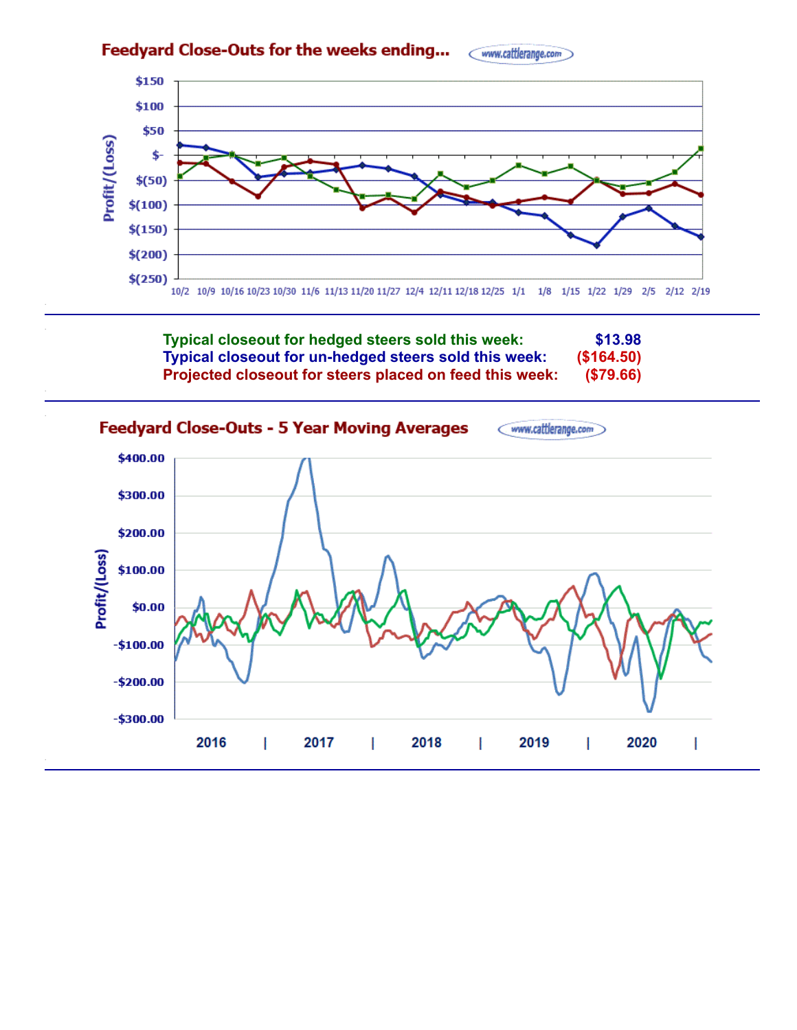## Feedyard Close-Outs for the weeks ending...

www.cattlerange.com

Profit/(Loss)

$150
$100
$50
$-
$(50)
$(100)
$(150)
$(200)
$(250)

10/2 10/9 10/16 10/23 10/30 11/6 11/13 11/20 11/27 12/4 12/11 12/18 12/25 1/1 1/8 1/15 1/22 1/29 2/5 2/12 2/19

---

| | |
|---|---|
| Typical closeout for hedged steers sold this week: | $13.98 |
| Typical closeout for un-hedged steers sold this week: | ($164.50) |
| Projected closeout for steers placed on feed this week: | ($79.66) |

---

## Feedyard Close-Outs - 5 Year Moving Averages

www.cattlerange.com

Profit/(Loss)

$400.00
$300.00
$200.00
$100.00
$0.00
-$100.00
-$200.00
-$300.00

2016 | 2017 | 2018 | 2019 | 2020 |